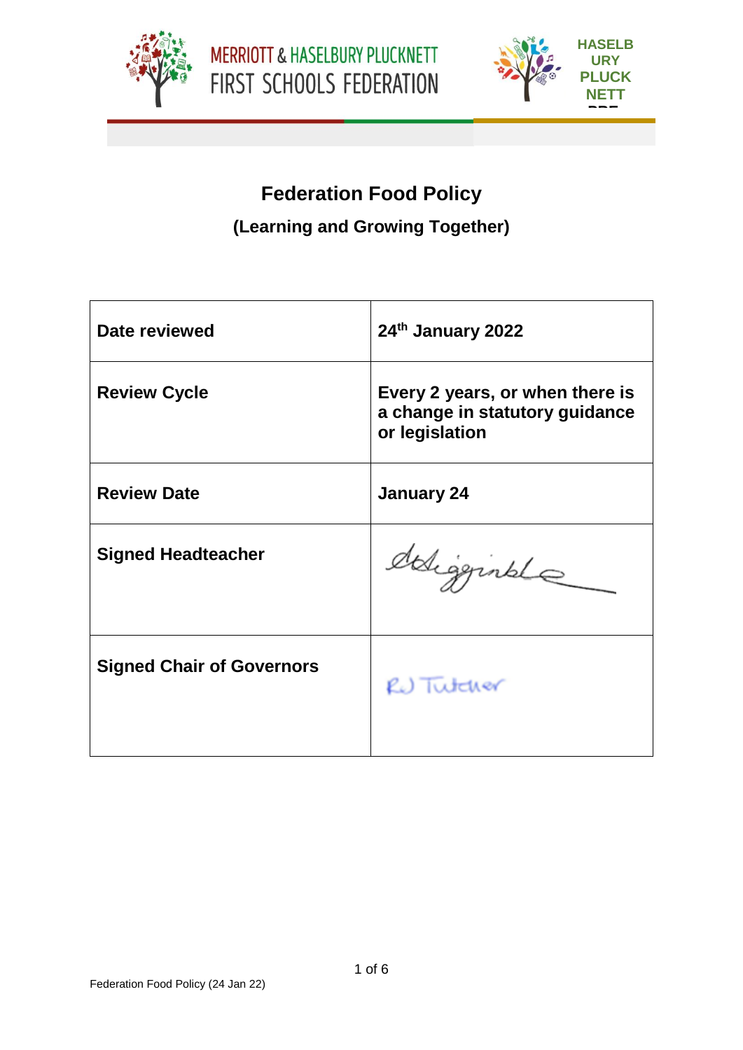MERRIOTT & HASELBURY PLUCKNETT FIRST SCHOOLS FEDERATION

HASELBURY PLUCKNETT

# Federation Food Policy

## (Learning and Growing Together)

| | |
|---|---|
| **Date reviewed** | **24th January 2022** |
| **Review Cycle** | **Every 2 years, or when there is a change in statutory guidance or legislation** |
| **Review Date** | **January 24** |
| **Signed Headteacher** | |
| **Signed Chair of Governors** | RJ Tutcher |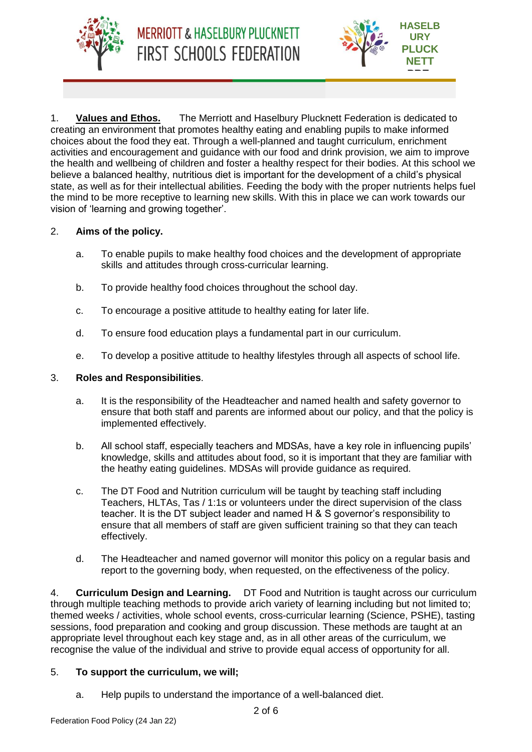1. **Values and Ethos.** The Merriott and Haselbury Plucknett Federation is dedicated to creating an environment that promotes healthy eating and enabling pupils to make informed choices about the food they eat. Through a well-planned and taught curriculum, enrichment activities and encouragement and guidance with our food and drink provision, we aim to improve the health and wellbeing of children and foster a healthy respect for their bodies. At this school we believe a balanced healthy, nutritious diet is important for the development of a child's physical state, as well as for their intellectual abilities. Feeding the body with the proper nutrients helps fuel the mind to be more receptive to learning new skills. With this in place we can work towards our vision of 'learning and growing together'.

2. **Aims of the policy.**

   a. To enable pupils to make healthy food choices and the development of appropriate skills and attitudes through cross-curricular learning.

   b. To provide healthy food choices throughout the school day.

   c. To encourage a positive attitude to healthy eating for later life.

   d. To ensure food education plays a fundamental part in our curriculum.

   e. To develop a positive attitude to healthy lifestyles through all aspects of school life.

3. **Roles and Responsibilities**.

   a. It is the responsibility of the Headteacher and named health and safety governor to ensure that both staff and parents are informed about our policy, and that the policy is implemented effectively.

   b. All school staff, especially teachers and MDSAs, have a key role in influencing pupils' knowledge, skills and attitudes about food, so it is important that they are familiar with the heathy eating guidelines. MDSAs will provide guidance as required.

   c. The DT Food and Nutrition curriculum will be taught by teaching staff including Teachers, HLTAs, Tas / 1:1s or volunteers under the direct supervision of the class teacher. It is the DT subject leader and named H & S governor's responsibility to ensure that all members of staff are given sufficient training so that they can teach effectively.

   d. The Headteacher and named governor will monitor this policy on a regular basis and report to the governing body, when requested, on the effectiveness of the policy.

4. **Curriculum Design and Learning.** DT Food and Nutrition is taught across our curriculum through multiple teaching methods to provide arich variety of learning including but not limited to; themed weeks / activities, whole school events, cross-curricular learning (Science, PSHE), tasting sessions, food preparation and cooking and group discussion. These methods are taught at an appropriate level throughout each key stage and, as in all other areas of the curriculum, we recognise the value of the individual and strive to provide equal access of opportunity for all.

5. **To support the curriculum, we will;**

   a. Help pupils to understand the importance of a well-balanced diet.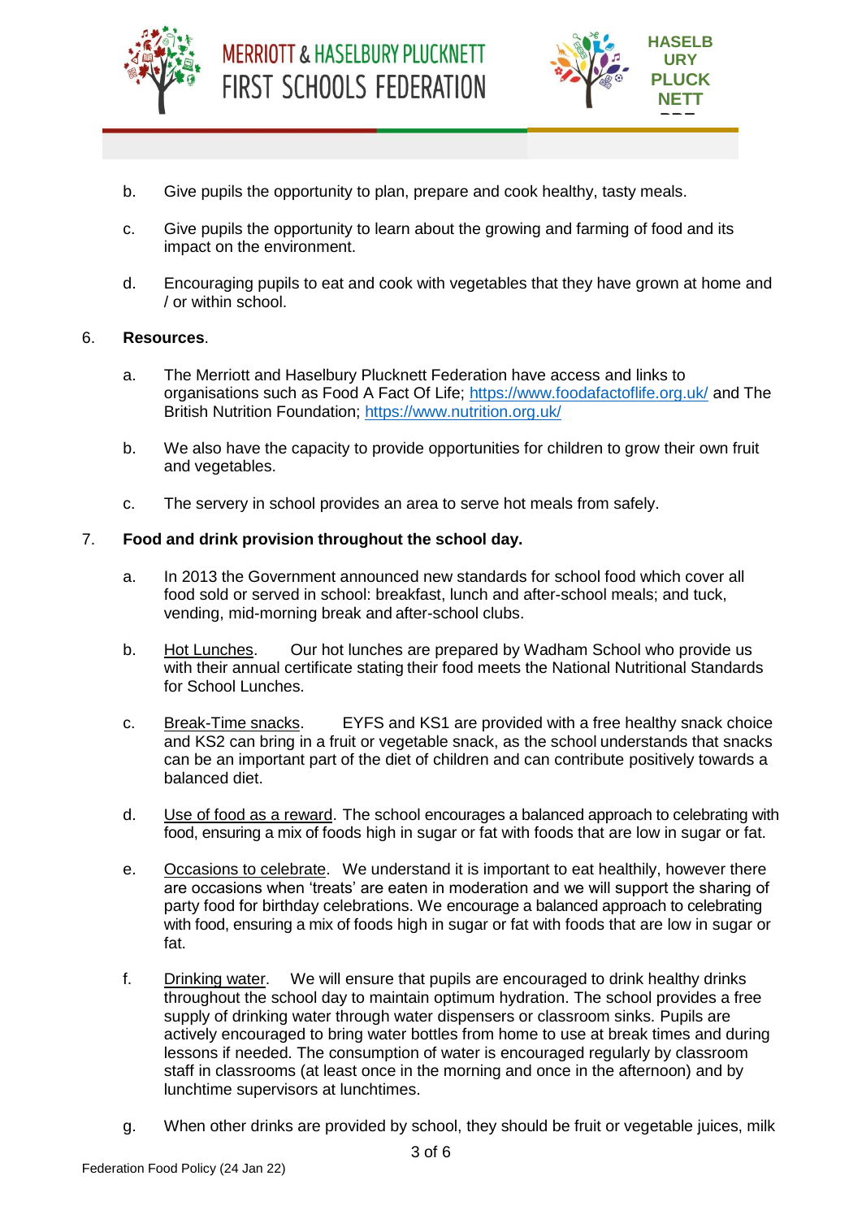b. Give pupils the opportunity to plan, prepare and cook healthy, tasty meals.

c. Give pupils the opportunity to learn about the growing and farming of food and its impact on the environment.

d. Encouraging pupils to eat and cook with vegetables that they have grown at home and / or within school.

6. **Resources**.

a. The Merriott and Haselbury Plucknett Federation have access and links to organisations such as Food A Fact Of Life; https://www.foodafactoflife.org.uk/ and The British Nutrition Foundation; https://www.nutrition.org.uk/

b. We also have the capacity to provide opportunities for children to grow their own fruit and vegetables.

c. The servery in school provides an area to serve hot meals from safely.

7. **Food and drink provision throughout the school day.**

a. In 2013 the Government announced new standards for school food which cover all food sold or served in school: breakfast, lunch and after-school meals; and tuck, vending, mid-morning break and after-school clubs.

b. Hot Lunches. Our hot lunches are prepared by Wadham School who provide us with their annual certificate stating their food meets the National Nutritional Standards for School Lunches.

c. Break-Time snacks. EYFS and KS1 are provided with a free healthy snack choice and KS2 can bring in a fruit or vegetable snack, as the school understands that snacks can be an important part of the diet of children and can contribute positively towards a balanced diet.

d. Use of food as a reward. The school encourages a balanced approach to celebrating with food, ensuring a mix of foods high in sugar or fat with foods that are low in sugar or fat.

e. Occasions to celebrate. We understand it is important to eat healthily, however there are occasions when 'treats' are eaten in moderation and we will support the sharing of party food for birthday celebrations. We encourage a balanced approach to celebrating with food, ensuring a mix of foods high in sugar or fat with foods that are low in sugar or fat.

f. Drinking water. We will ensure that pupils are encouraged to drink healthy drinks throughout the school day to maintain optimum hydration. The school provides a free supply of drinking water through water dispensers or classroom sinks. Pupils are actively encouraged to bring water bottles from home to use at break times and during lessons if needed. The consumption of water is encouraged regularly by classroom staff in classrooms (at least once in the morning and once in the afternoon) and by lunchtime supervisors at lunchtimes.

g. When other drinks are provided by school, they should be fruit or vegetable juices, milk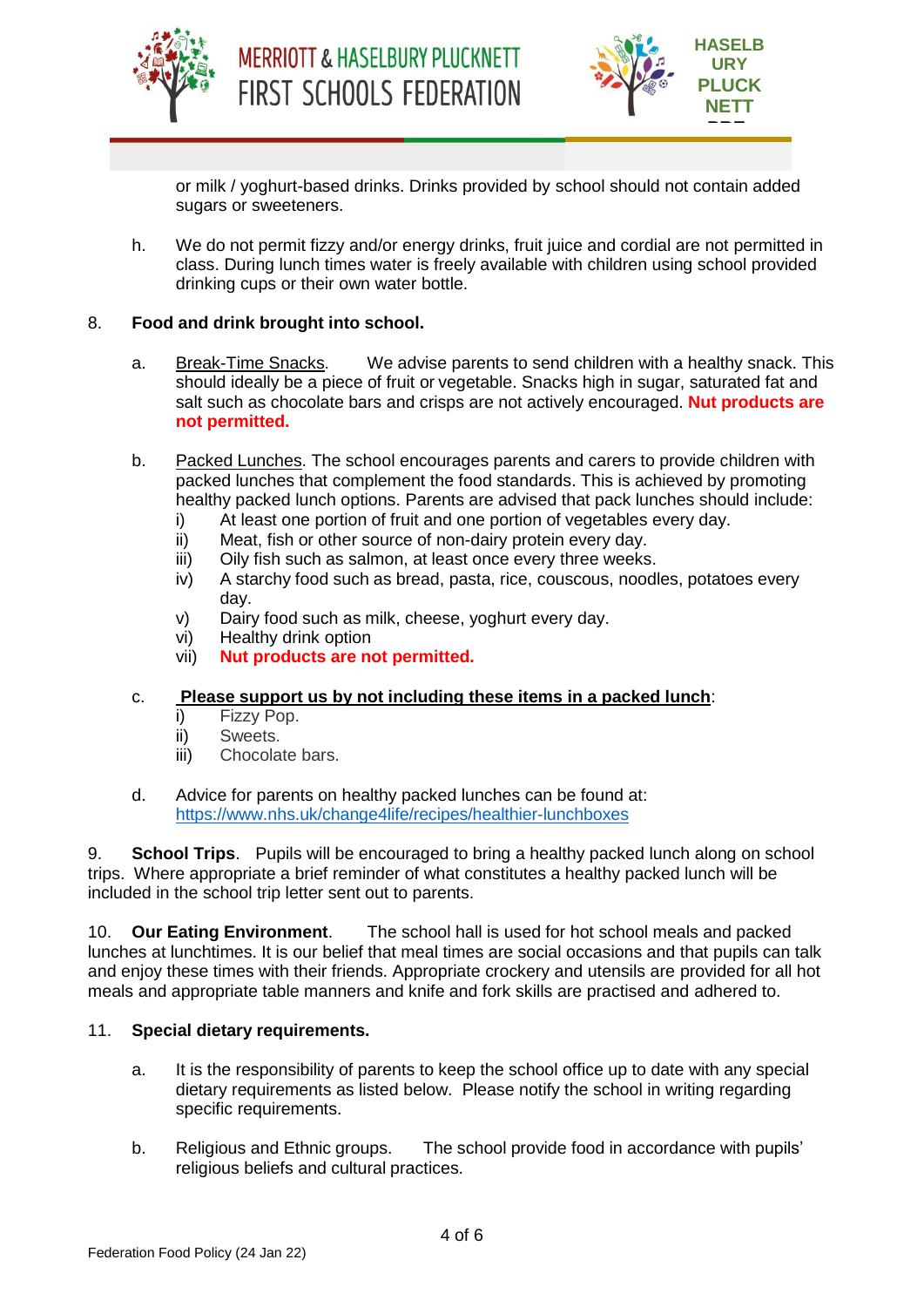or milk / yoghurt-based drinks. Drinks provided by school should not contain added sugars or sweeteners.

h. We do not permit fizzy and/or energy drinks, fruit juice and cordial are not permitted in class. During lunch times water is freely available with children using school provided drinking cups or their own water bottle.

8. **Food and drink brought into school.**

a. Break-Time Snacks. We advise parents to send children with a healthy snack. This should ideally be a piece of fruit or vegetable. Snacks high in sugar, saturated fat and salt such as chocolate bars and crisps are not actively encouraged. **Nut products are not permitted.**

b. Packed Lunches. The school encourages parents and carers to provide children with packed lunches that complement the food standards. This is achieved by promoting healthy packed lunch options. Parents are advised that pack lunches should include:

- i) At least one portion of fruit and one portion of vegetables every day.
- ii) Meat, fish or other source of non-dairy protein every day.
- iii) Oily fish such as salmon, at least once every three weeks.
- iv) A starchy food such as bread, pasta, rice, couscous, noodles, potatoes every day.
- v) Dairy food such as milk, cheese, yoghurt every day.
- vi) Healthy drink option
- vii) **Nut products are not permitted.**

c. **Please support us by not including these items in a packed lunch**:

- i) Fizzy Pop.
- ii) Sweets.
- iii) Chocolate bars.

d. Advice for parents on healthy packed lunches can be found at: https://www.nhs.uk/change4life/recipes/healthier-lunchboxes

9. **School Trips**. Pupils will be encouraged to bring a healthy packed lunch along on school trips. Where appropriate a brief reminder of what constitutes a healthy packed lunch will be included in the school trip letter sent out to parents.

10. **Our Eating Environment**. The school hall is used for hot school meals and packed lunches at lunchtimes. It is our belief that meal times are social occasions and that pupils can talk and enjoy these times with their friends. Appropriate crockery and utensils are provided for all hot meals and appropriate table manners and knife and fork skills are practised and adhered to.

11. **Special dietary requirements.**

a. It is the responsibility of parents to keep the school office up to date with any special dietary requirements as listed below. Please notify the school in writing regarding specific requirements.

b. Religious and Ethnic groups. The school provide food in accordance with pupils' religious beliefs and cultural practices.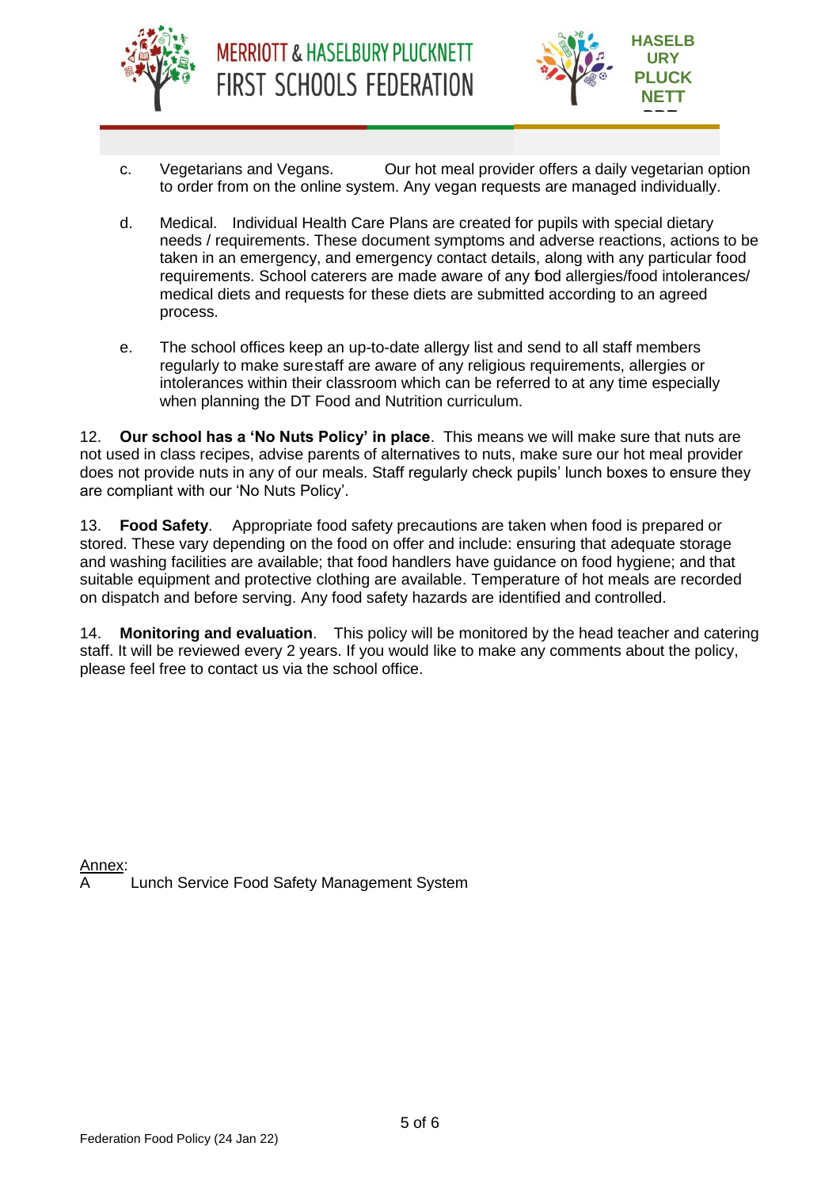c. Vegetarians and Vegans. Our hot meal provider offers a daily vegetarian option to order from on the online system. Any vegan requests are managed individually.

d. Medical. Individual Health Care Plans are created for pupils with special dietary needs / requirements. These document symptoms and adverse reactions, actions to be taken in an emergency, and emergency contact details, along with any particular food requirements. School caterers are made aware of any food allergies/food intolerances/ medical diets and requests for these diets are submitted according to an agreed process.

e. The school offices keep an up-to-date allergy list and send to all staff members regularly to make sure staff are aware of any religious requirements, allergies or intolerances within their classroom which can be referred to at any time especially when planning the DT Food and Nutrition curriculum.

12. **Our school has a 'No Nuts Policy' in place**. This means we will make sure that nuts are not used in class recipes, advise parents of alternatives to nuts, make sure our hot meal provider does not provide nuts in any of our meals. Staff regularly check pupils' lunch boxes to ensure they are compliant with our 'No Nuts Policy'.

13. **Food Safety**. Appropriate food safety precautions are taken when food is prepared or stored. These vary depending on the food on offer and include: ensuring that adequate storage and washing facilities are available; that food handlers have guidance on food hygiene; and that suitable equipment and protective clothing are available. Temperature of hot meals are recorded on dispatch and before serving. Any food safety hazards are identified and controlled.

14. **Monitoring and evaluation**. This policy will be monitored by the head teacher and catering staff. It will be reviewed every 2 years. If you would like to make any comments about the policy, please feel free to contact us via the school office.

<u>Annex</u>:

A Lunch Service Food Safety Management System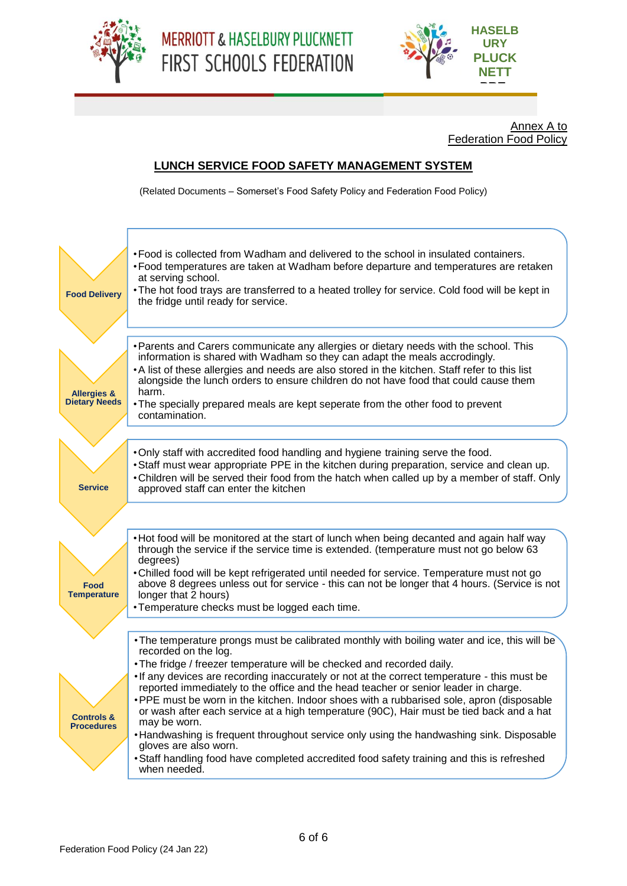MERRIOTT & HASELBURY PLUCKNETT FIRST SCHOOLS FEDERATION

Annex A to Federation Food Policy

## LUNCH SERVICE FOOD SAFETY MANAGEMENT SYSTEM

(Related Documents – Somerset's Food Safety Policy and Federation Food Policy)

**Food Delivery**

- Food is collected from Wadham and delivered to the school in insulated containers.
- Food temperatures are taken at Wadham before departure and temperatures are retaken at serving school.
- The hot food trays are transferred to a heated trolley for service. Cold food will be kept in the fridge until ready for service.

**Allergies & Dietary Needs**

- Parents and Carers communicate any allergies or dietary needs with the school. This information is shared with Wadham so they can adapt the meals accrodingly.
- A list of these allergies and needs are also stored in the kitchen. Staff refer to this list alongside the lunch orders to ensure children do not have food that could cause them harm.
- The specially prepared meals are kept seperate from the other food to prevent contamination.

**Service**

- Only staff with accredited food handling and hygiene training serve the food.
- Staff must wear appropriate PPE in the kitchen during preparation, service and clean up.
- Children will be served their food from the hatch when called up by a member of staff. Only approved staff can enter the kitchen

**Food Temperature**

- Hot food will be monitored at the start of lunch when being decanted and again half way through the service if the service time is extended. (temperature must not go below 63 degrees)
- Chilled food will be kept refrigerated until needed for service. Temperature must not go above 8 degrees unless out for service - this can not be longer that 4 hours. (Service is not longer that 2 hours)
- Temperature checks must be logged each time.

**Controls & Procedures**

- The temperature prongs must be calibrated monthly with boiling water and ice, this will be recorded on the log.
- The fridge / freezer temperature will be checked and recorded daily.
- If any devices are recording inaccurately or not at the correct temperature - this must be reported immediately to the office and the head teacher or senior leader in charge.
- PPE must be worn in the kitchen. Indoor shoes with a rubbarised sole, apron (disposable or wash after each service at a high temperature (90C), Hair must be tied back and a hat may be worn.
- Handwashing is frequent throughout service only using the handwashing sink. Disposable gloves are also worn.
- Staff handling food have completed accredited food safety training and this is refreshed when needed.

Federation Food Policy (24 Jan 22)